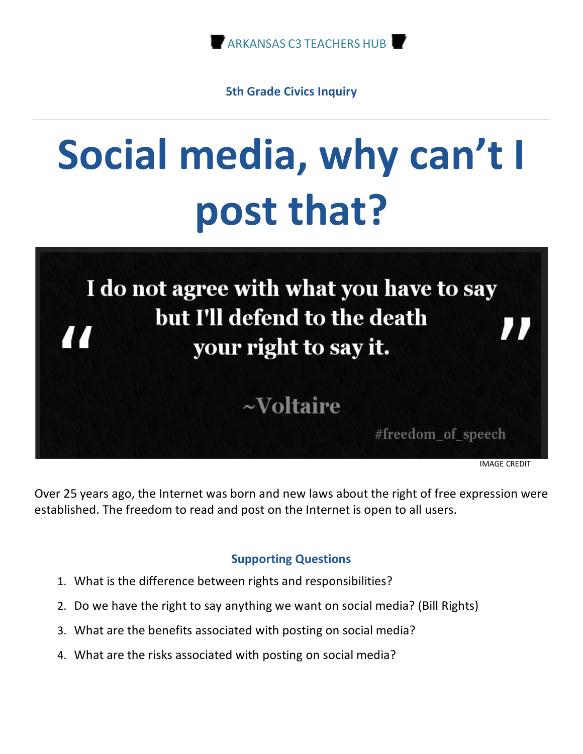ARKANSAS C3 TEACHERS HUB

**5th Grade Civics Inquiry**

# Social media, why can't I post that?

"I do not agree with what you have to say but I'll defend to the death your right to say it."

~Voltaire

#freedom_of_speech

IMAGE CREDIT

Over 25 years ago, the Internet was born and new laws about the right of free expression were established. The freedom to read and post on the Internet is open to all users.

### Supporting Questions

1. What is the difference between rights and responsibilities?
2. Do we have the right to say anything we want on social media? (Bill Rights)
3. What are the benefits associated with posting on social media?
4. What are the risks associated with posting on social media?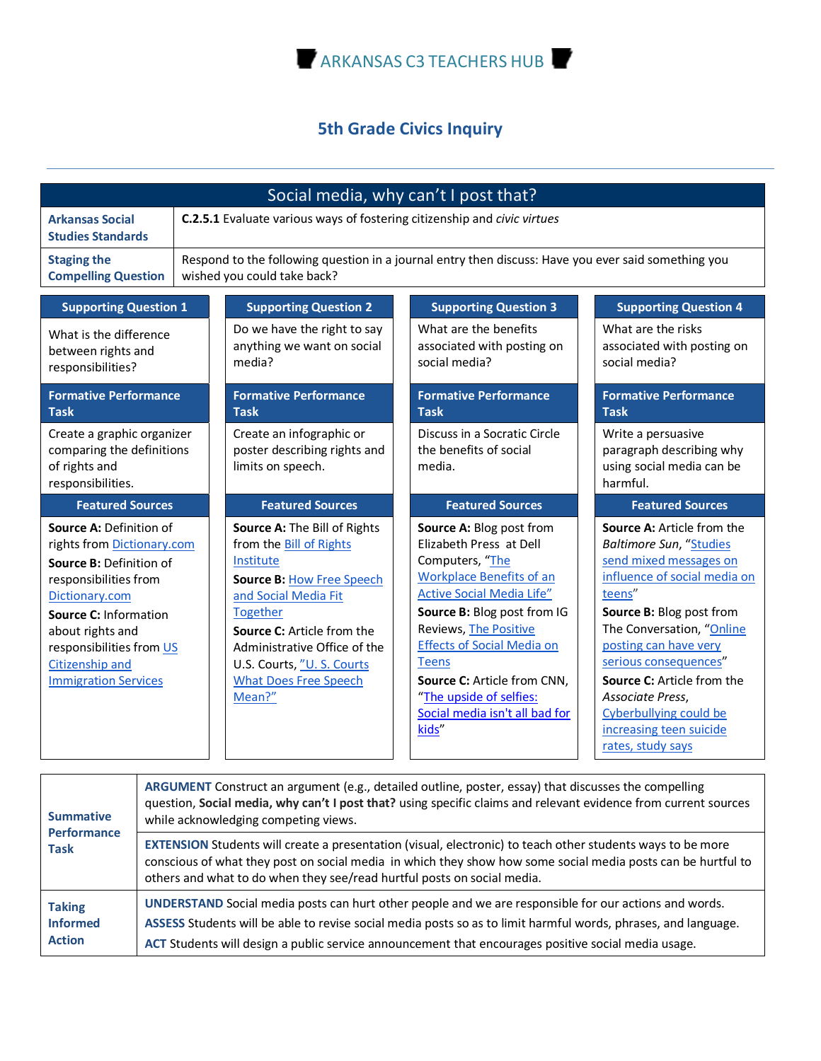ARKANSAS C3 TEACHERS HUB

# 5th Grade Civics Inquiry

## Social media, why can't I post that?

| | |
|---|---|
| **Arkansas Social Studies Standards** | **C.2.5.1** Evaluate various ways of fostering citizenship and *civic virtues* |
| **Staging the Compelling Question** | Respond to the following question in a journal entry then discuss: Have you ever said something you wished you could take back? |

| Supporting Question 1 | Supporting Question 2 | Supporting Question 3 | Supporting Question 4 |
|---|---|---|---|
| What is the difference between rights and responsibilities? | Do we have the right to say anything we want on social media? | What are the benefits associated with posting on social media? | What are the risks associated with posting on social media? |
| **Formative Performance Task** | **Formative Performance Task** | **Formative Performance Task** | **Formative Performance Task** |
| Create a graphic organizer comparing the definitions of rights and responsibilities. | Create an infographic or poster describing rights and limits on speech. | Discuss in a Socratic Circle the benefits of social media. | Write a persuasive paragraph describing why using social media can be harmful. |
| **Featured Sources** | **Featured Sources** | **Featured Sources** | **Featured Sources** |
| **Source A:** Definition of rights from Dictionary.com<br>**Source B:** Definition of responsibilities from Dictionary.com<br>**Source C:** Information about rights and responsibilities from US Citizenship and Immigration Services | **Source A:** The Bill of Rights from the Bill of Rights Institute<br>**Source B:** How Free Speech and Social Media Fit Together<br>**Source C:** Article from the Administrative Office of the U.S. Courts, "U. S. Courts What Does Free Speech Mean?" | **Source A:** Blog post from Elizabeth Press at Dell Computers, "The Workplace Benefits of an Active Social Media Life"<br>**Source B:** Blog post from IG Reviews, The Positive Effects of Social Media on Teens<br>**Source C:** Article from CNN, "The upside of selfies: Social media isn't all bad for kids" | **Source A:** Article from the *Baltimore Sun*, "Studies send mixed messages on influence of social media on teens"<br>**Source B:** Blog post from The Conversation, "Online posting can have very serious consequences"<br>**Source C:** Article from the *Associate Press*, Cyberbullying could be increasing teen suicide rates, study says |

| | |
|---|---|
| **Summative Performance Task** | **ARGUMENT** Construct an argument (e.g., detailed outline, poster, essay) that discusses the compelling question, **Social media, why can't I post that?** using specific claims and relevant evidence from current sources while acknowledging competing views. |
| | **EXTENSION** Students will create a presentation (visual, electronic) to teach other students ways to be more conscious of what they post on social media in which they show how some social media posts can be hurtful to others and what to do when they see/read hurtful posts on social media. |
| **Taking Informed Action** | **UNDERSTAND** Social media posts can hurt other people and we are responsible for our actions and words.<br>**ASSESS** Students will be able to revise social media posts so as to limit harmful words, phrases, and language.<br>**ACT** Students will design a public service announcement that encourages positive social media usage. |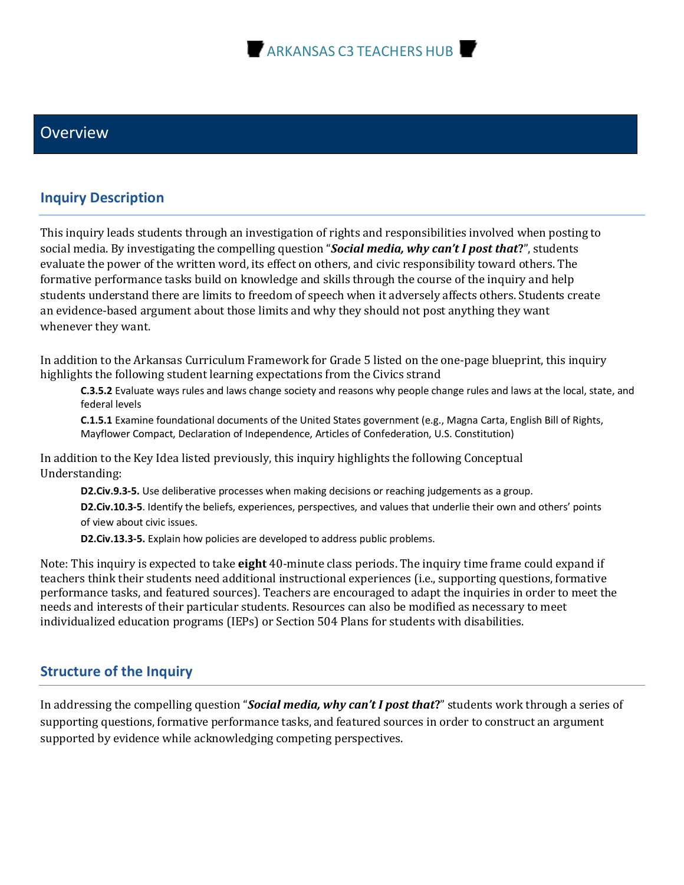## Overview

### Inquiry Description

This inquiry leads students through an investigation of rights and responsibilities involved when posting to social media. By investigating the compelling question "***Social media, why can't I post that***?", students evaluate the power of the written word, its effect on others, and civic responsibility toward others. The formative performance tasks build on knowledge and skills through the course of the inquiry and help students understand there are limits to freedom of speech when it adversely affects others. Students create an evidence-based argument about those limits and why they should not post anything they want whenever they want.

In addition to the Arkansas Curriculum Framework for Grade 5 listed on the one-page blueprint, this inquiry highlights the following student learning expectations from the Civics strand

> **C.3.5.2** Evaluate ways rules and laws change society and reasons why people change rules and laws at the local, state, and federal levels
>
> **C.1.5.1** Examine foundational documents of the United States government (e.g., Magna Carta, English Bill of Rights, Mayflower Compact, Declaration of Independence, Articles of Confederation, U.S. Constitution)

In addition to the Key Idea listed previously, this inquiry highlights the following Conceptual Understanding:

> **D2.Civ.9.3-5.** Use deliberative processes when making decisions or reaching judgements as a group.
>
> **D2.Civ.10.3-5**. Identify the beliefs, experiences, perspectives, and values that underlie their own and others' points of view about civic issues.
>
> **D2.Civ.13.3-5.** Explain how policies are developed to address public problems.

Note: This inquiry is expected to take **eight** 40-minute class periods. The inquiry time frame could expand if teachers think their students need additional instructional experiences (i.e., supporting questions, formative performance tasks, and featured sources). Teachers are encouraged to adapt the inquiries in order to meet the needs and interests of their particular students. Resources can also be modified as necessary to meet individualized education programs (IEPs) or Section 504 Plans for students with disabilities.

### Structure of the Inquiry

In addressing the compelling question "***Social media, why can't I post that***?" students work through a series of supporting questions, formative performance tasks, and featured sources in order to construct an argument supported by evidence while acknowledging competing perspectives.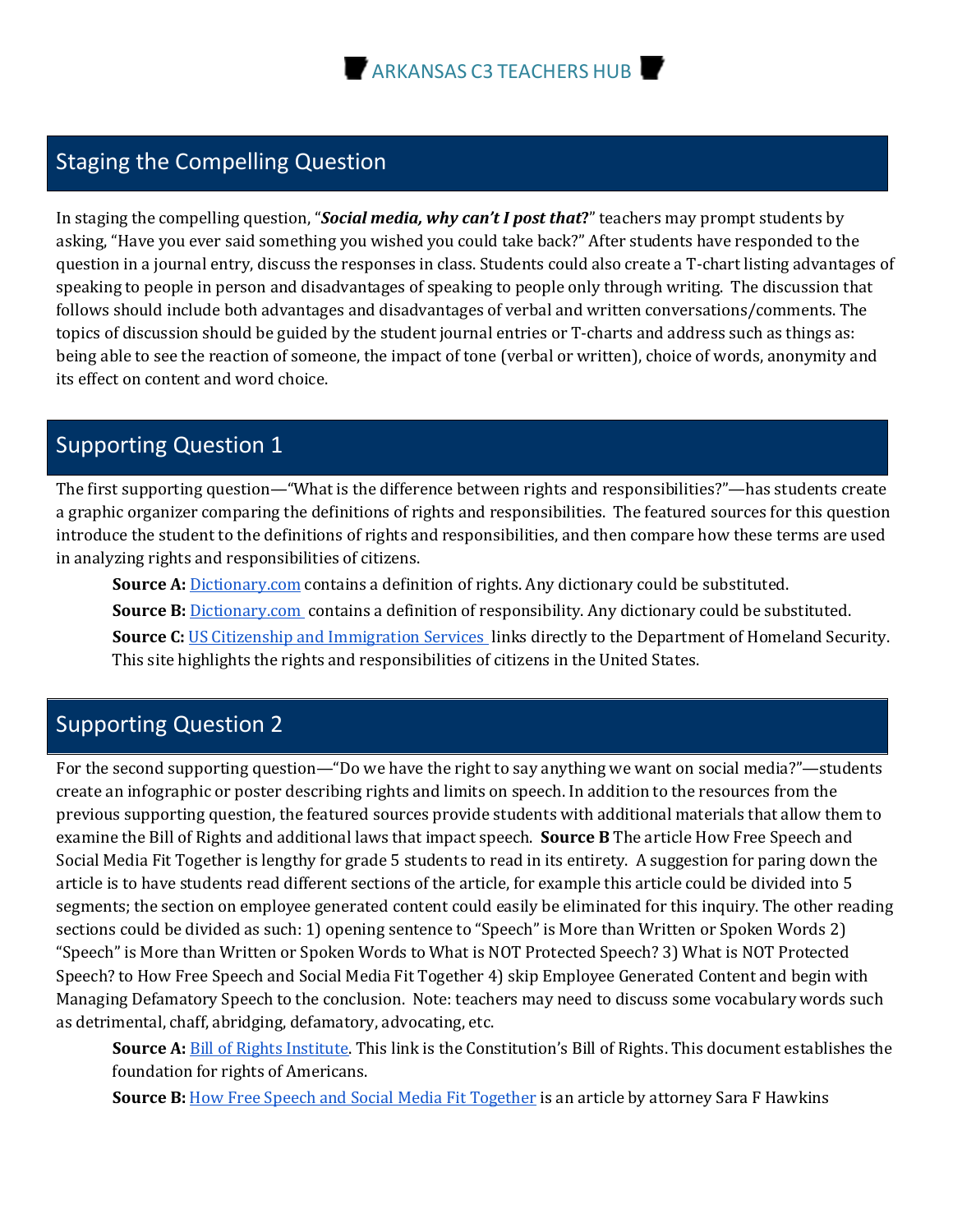## Staging the Compelling Question

In staging the compelling question, "***Social media, why can't I post that?***" teachers may prompt students by asking, "Have you ever said something you wished you could take back?" After students have responded to the question in a journal entry, discuss the responses in class. Students could also create a T-chart listing advantages of speaking to people in person and disadvantages of speaking to people only through writing. The discussion that follows should include both advantages and disadvantages of verbal and written conversations/comments. The topics of discussion should be guided by the student journal entries or T-charts and address such as things as: being able to see the reaction of someone, the impact of tone (verbal or written), choice of words, anonymity and its effect on content and word choice.

## Supporting Question 1

The first supporting question—"What is the difference between rights and responsibilities?"—has students create a graphic organizer comparing the definitions of rights and responsibilities. The featured sources for this question introduce the student to the definitions of rights and responsibilities, and then compare how these terms are used in analyzing rights and responsibilities of citizens.

**Source A:** Dictionary.com contains a definition of rights. Any dictionary could be substituted.

**Source B:** Dictionary.com contains a definition of responsibility. Any dictionary could be substituted.

**Source C:** US Citizenship and Immigration Services links directly to the Department of Homeland Security. This site highlights the rights and responsibilities of citizens in the United States.

## Supporting Question 2

For the second supporting question—"Do we have the right to say anything we want on social media?"—students create an infographic or poster describing rights and limits on speech. In addition to the resources from the previous supporting question, the featured sources provide students with additional materials that allow them to examine the Bill of Rights and additional laws that impact speech. **Source B** The article How Free Speech and Social Media Fit Together is lengthy for grade 5 students to read in its entirety. A suggestion for paring down the article is to have students read different sections of the article, for example this article could be divided into 5 segments; the section on employee generated content could easily be eliminated for this inquiry. The other reading sections could be divided as such: 1) opening sentence to "Speech" is More than Written or Spoken Words 2) "Speech" is More than Written or Spoken Words to What is NOT Protected Speech? 3) What is NOT Protected Speech? to How Free Speech and Social Media Fit Together 4) skip Employee Generated Content and begin with Managing Defamatory Speech to the conclusion. Note: teachers may need to discuss some vocabulary words such as detrimental, chaff, abridging, defamatory, advocating, etc.

**Source A:** Bill of Rights Institute. This link is the Constitution's Bill of Rights. This document establishes the foundation for rights of Americans.

**Source B:** How Free Speech and Social Media Fit Together is an article by attorney Sara F Hawkins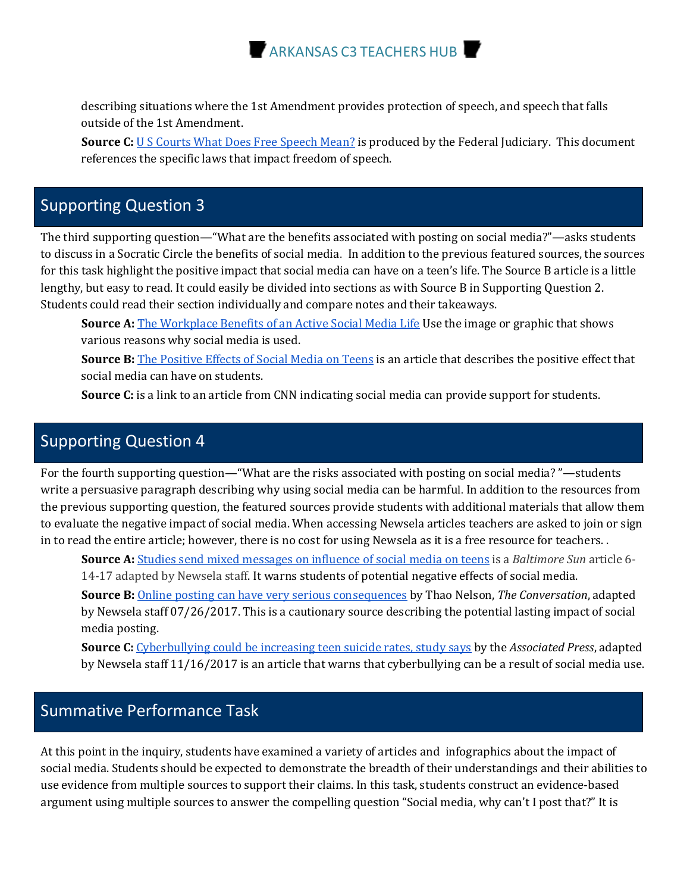describing situations where the 1st Amendment provides protection of speech, and speech that falls outside of the 1st Amendment.

**Source C:** U S Courts What Does Free Speech Mean? is produced by the Federal Judiciary. This document references the specific laws that impact freedom of speech.

## Supporting Question 3

The third supporting question—"What are the benefits associated with posting on social media?"—asks students to discuss in a Socratic Circle the benefits of social media. In addition to the previous featured sources, the sources for this task highlight the positive impact that social media can have on a teen's life. The Source B article is a little lengthy, but easy to read. It could easily be divided into sections as with Source B in Supporting Question 2. Students could read their section individually and compare notes and their takeaways.

**Source A:** The Workplace Benefits of an Active Social Media Life Use the image or graphic that shows various reasons why social media is used.

**Source B:** The Positive Effects of Social Media on Teens is an article that describes the positive effect that social media can have on students.

**Source C:** is a link to an article from CNN indicating social media can provide support for students.

## Supporting Question 4

For the fourth supporting question—"What are the risks associated with posting on social media? "—students write a persuasive paragraph describing why using social media can be harmful. In addition to the resources from the previous supporting question, the featured sources provide students with additional materials that allow them to evaluate the negative impact of social media. When accessing Newsela articles teachers are asked to join or sign in to read the entire article; however, there is no cost for using Newsela as it is a free resource for teachers. .

**Source A:** Studies send mixed messages on influence of social media on teens is a *Baltimore Sun* article 6-14-17 adapted by Newsela staff. It warns students of potential negative effects of social media.

**Source B:** Online posting can have very serious consequences by Thao Nelson, *The Conversation*, adapted by Newsela staff 07/26/2017. This is a cautionary source describing the potential lasting impact of social media posting.

**Source C:** Cyberbullying could be increasing teen suicide rates, study says by the *Associated Press*, adapted by Newsela staff 11/16/2017 is an article that warns that cyberbullying can be a result of social media use.

## Summative Performance Task

At this point in the inquiry, students have examined a variety of articles and infographics about the impact of social media. Students should be expected to demonstrate the breadth of their understandings and their abilities to use evidence from multiple sources to support their claims. In this task, students construct an evidence-based argument using multiple sources to answer the compelling question "Social media, why can't I post that?" It is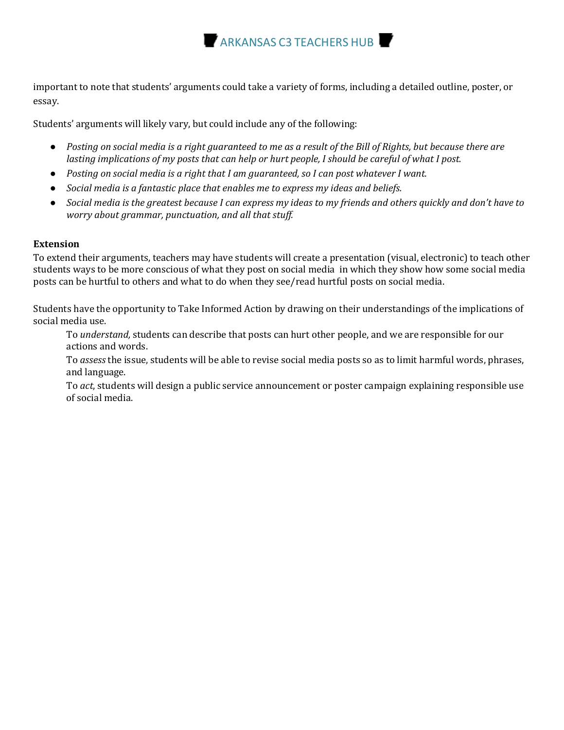important to note that students' arguments could take a variety of forms, including a detailed outline, poster, or essay.

Students' arguments will likely vary, but could include any of the following:

- *Posting on social media is a right guaranteed to me as a result of the Bill of Rights, but because there are lasting implications of my posts that can help or hurt people, I should be careful of what I post.*
- *Posting on social media is a right that I am guaranteed, so I can post whatever I want.*
- *Social media is a fantastic place that enables me to express my ideas and beliefs.*
- *Social media is the greatest because I can express my ideas to my friends and others quickly and don't have to worry about grammar, punctuation, and all that stuff.*

**Extension**

To extend their arguments, teachers may have students will create a presentation (visual, electronic) to teach other students ways to be more conscious of what they post on social media in which they show how some social media posts can be hurtful to others and what to do when they see/read hurtful posts on social media.

Students have the opportunity to Take Informed Action by drawing on their understandings of the implications of social media use.

> To *understand,* students can describe that posts can hurt other people, and we are responsible for our actions and words.
>
> To *assess* the issue, students will be able to revise social media posts so as to limit harmful words, phrases, and language.
>
> To *act*, students will design a public service announcement or poster campaign explaining responsible use of social media.